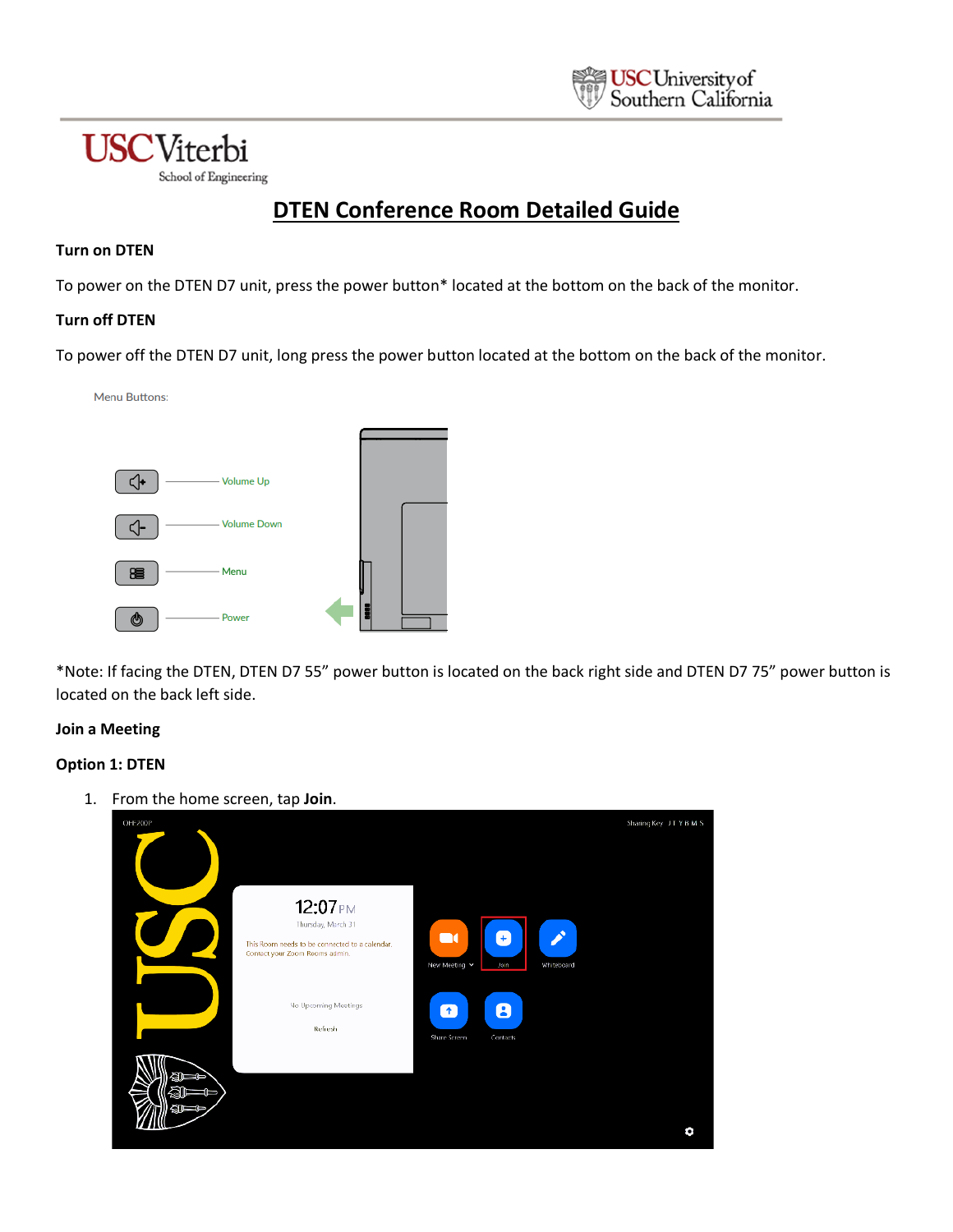# DTEN Conference Room Detailed Guide

**Turn on DTEN**

To power on the DTEN D7 unit, press the power button* located at the bottom on the back of the monitor.

**Turn off DTEN**

To power off the DTEN D7 unit, long press the power button located at the bottom on the back of the monitor.

Menu Buttons:

- Volume Up
- Volume Down
- Menu
- Power

*Note: If facing the DTEN, DTEN D7 55" power button is located on the back right side and DTEN D7 75" power button is located on the back left side.

**Join a Meeting**

**Option 1: DTEN**

1. From the home screen, tap **Join**.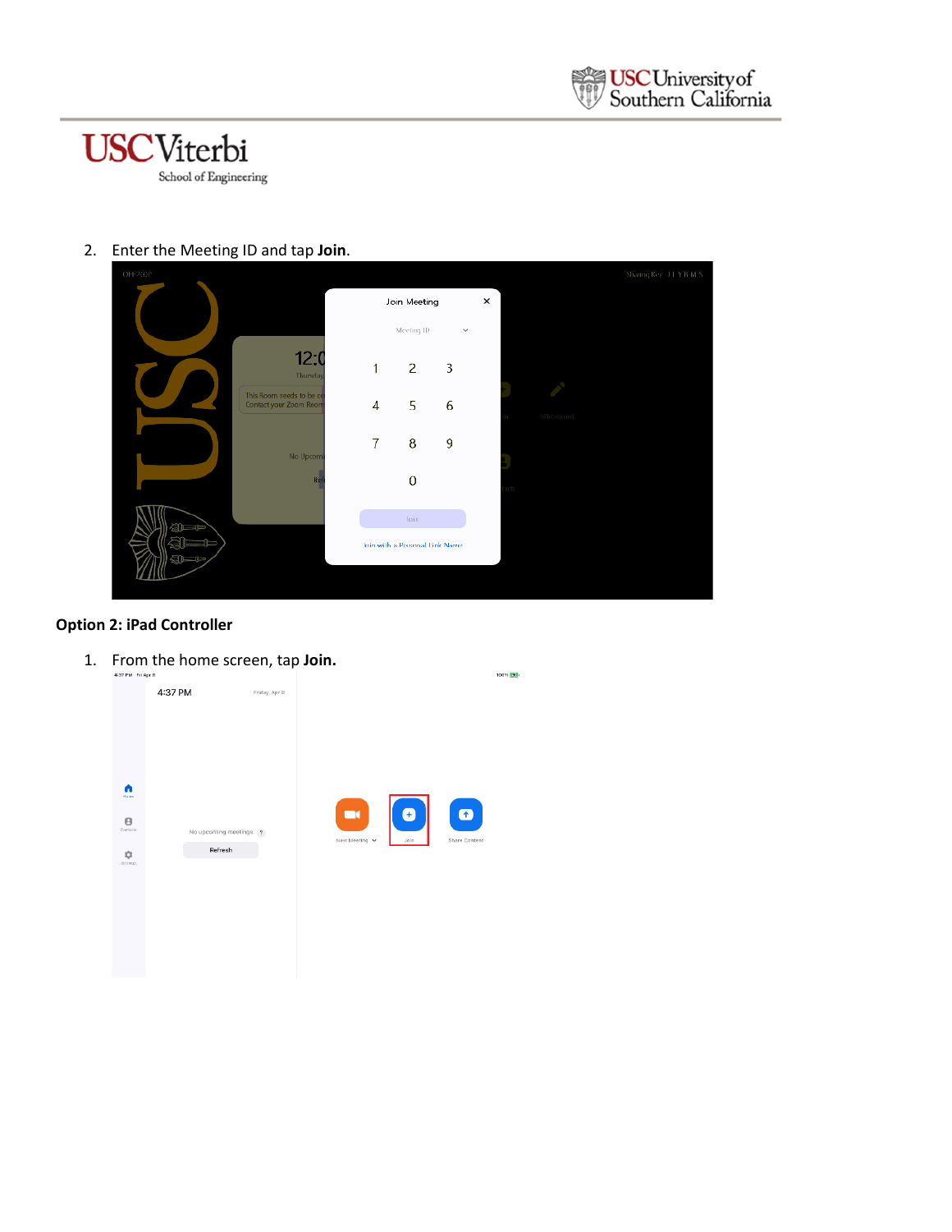2. Enter the Meeting ID and tap **Join**.

**Option 2: iPad Controller**

1. From the home screen, tap **Join.**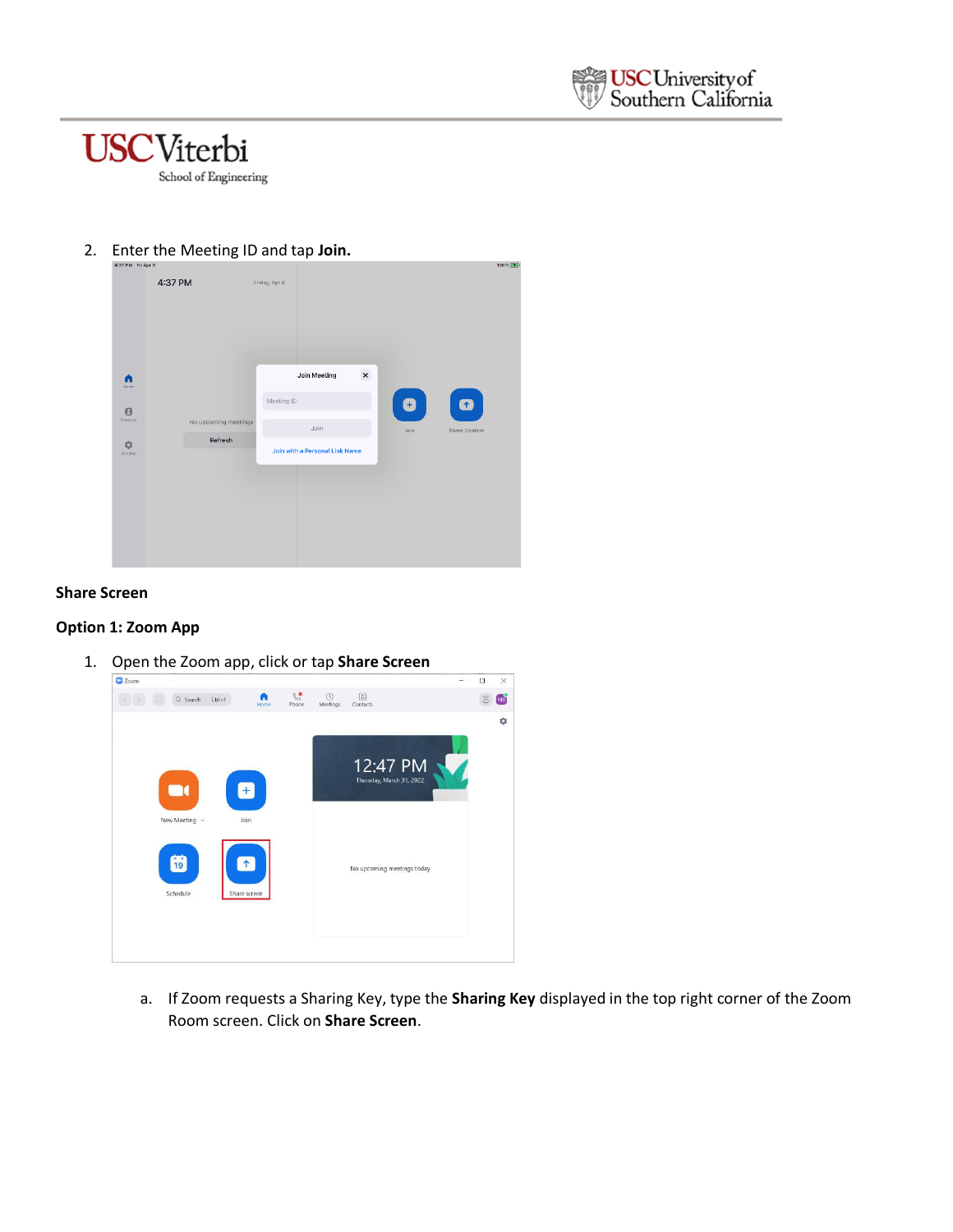2. Enter the Meeting ID and tap **Join.**

**Share Screen**

**Option 1: Zoom App**

1. Open the Zoom app, click or tap **Share Screen**

   a. If Zoom requests a Sharing Key, type the **Sharing Key** displayed in the top right corner of the Zoom Room screen. Click on **Share Screen**.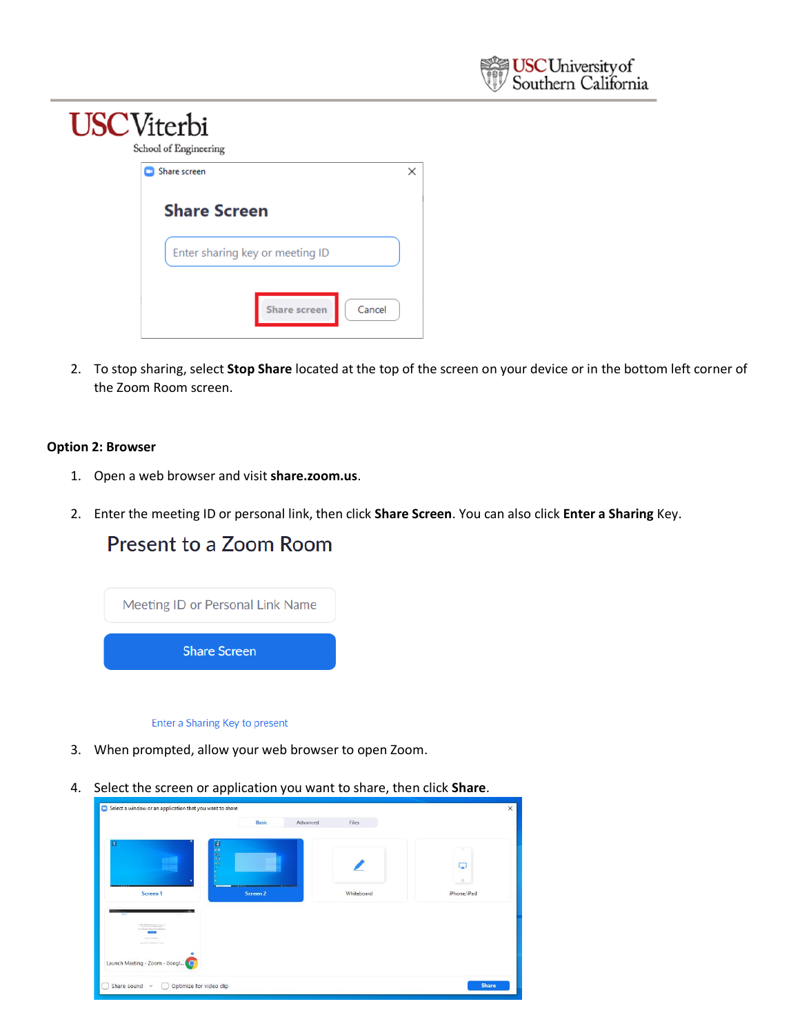2. To stop sharing, select **Stop Share** located at the top of the screen on your device or in the bottom left corner of the Zoom Room screen.

**Option 2: Browser**

1. Open a web browser and visit **share.zoom.us**.
2. Enter the meeting ID or personal link, then click **Share Screen**. You can also click **Enter a Sharing** Key.
3. When prompted, allow your web browser to open Zoom.
4. Select the screen or application you want to share, then click **Share**.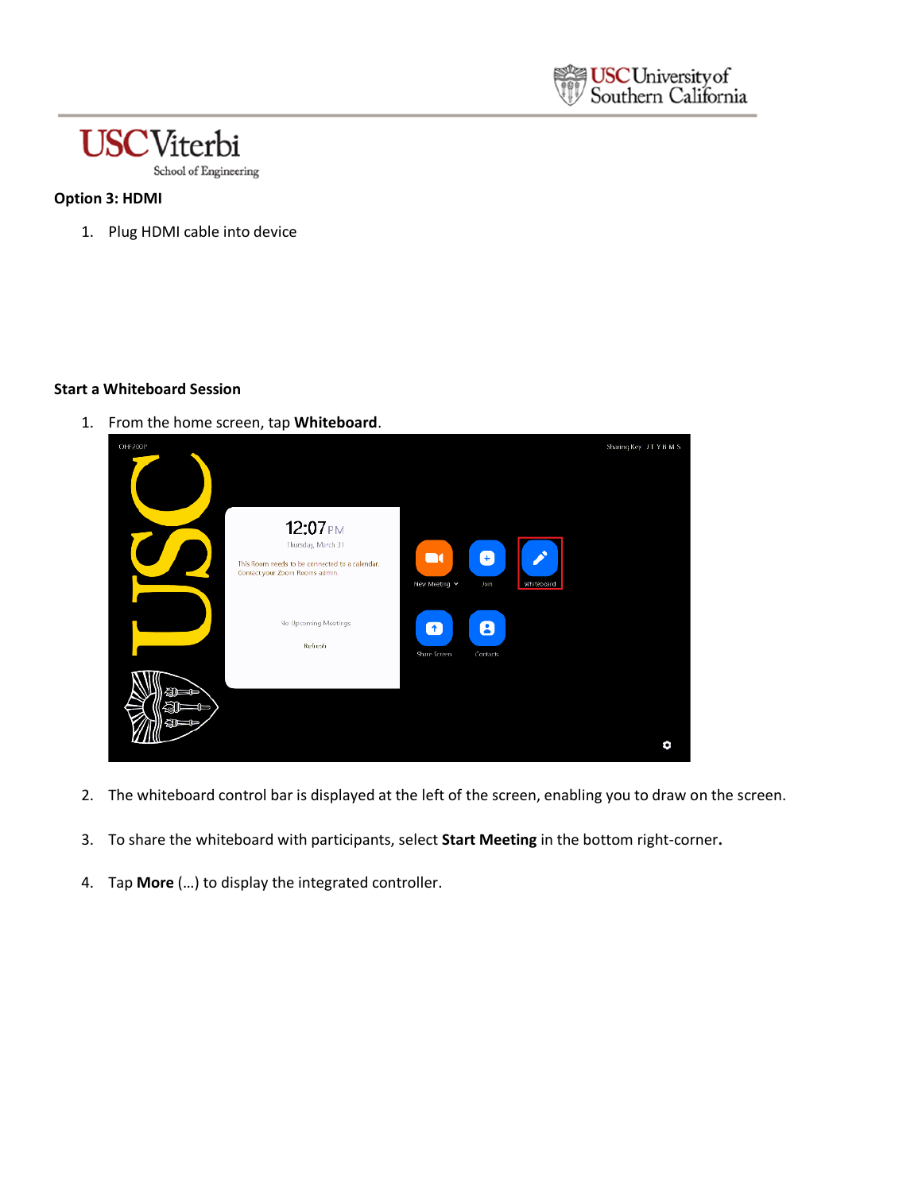**Option 3: HDMI**

1. Plug HDMI cable into device

**Start a Whiteboard Session**

1. From the home screen, tap **Whiteboard**.
2. The whiteboard control bar is displayed at the left of the screen, enabling you to draw on the screen.
3. To share the whiteboard with participants, select **Start Meeting** in the bottom right-corner**.**
4. Tap **More** (...) to display the integrated controller.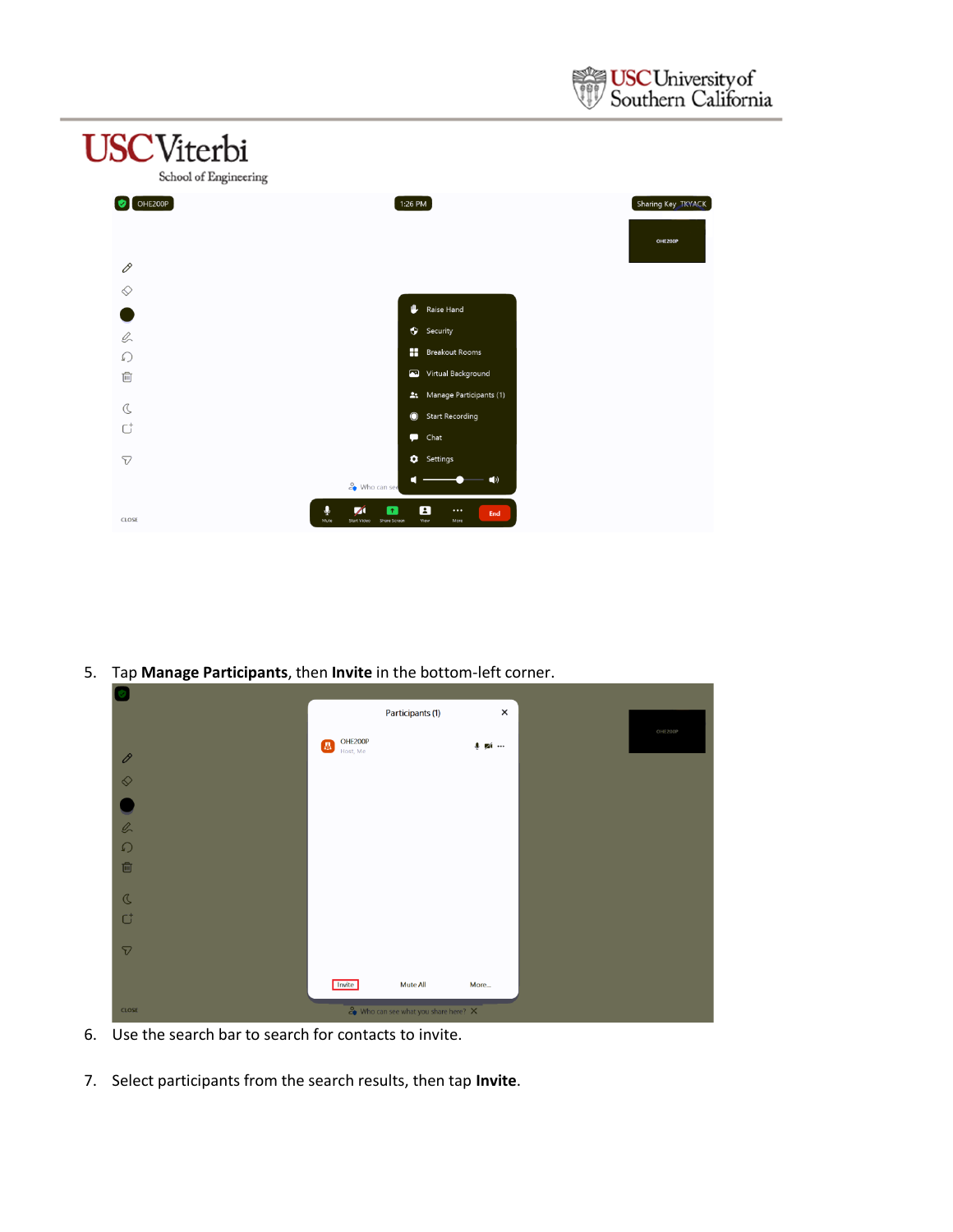5. Tap **Manage Participants**, then **Invite** in the bottom-left corner.

6. Use the search bar to search for contacts to invite.

7. Select participants from the search results, then tap **Invite**.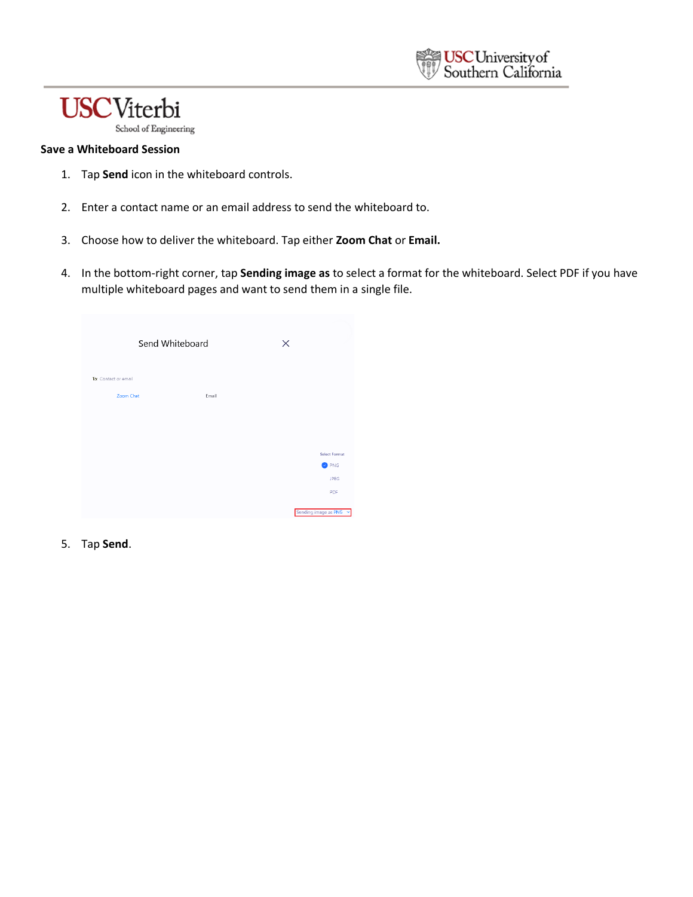## Save a Whiteboard Session

1. Tap **Send** icon in the whiteboard controls.

2. Enter a contact name or an email address to send the whiteboard to.

3. Choose how to deliver the whiteboard. Tap either **Zoom Chat** or **Email.**

4. In the bottom-right corner, tap **Sending image as** to select a format for the whiteboard. Select PDF if you have multiple whiteboard pages and want to send them in a single file.

Send Whiteboard

To: Contact or email

Zoom Chat

Email

Select Format

PNG

JPEG

PDF

Sending image as PNG

5. Tap **Send**.